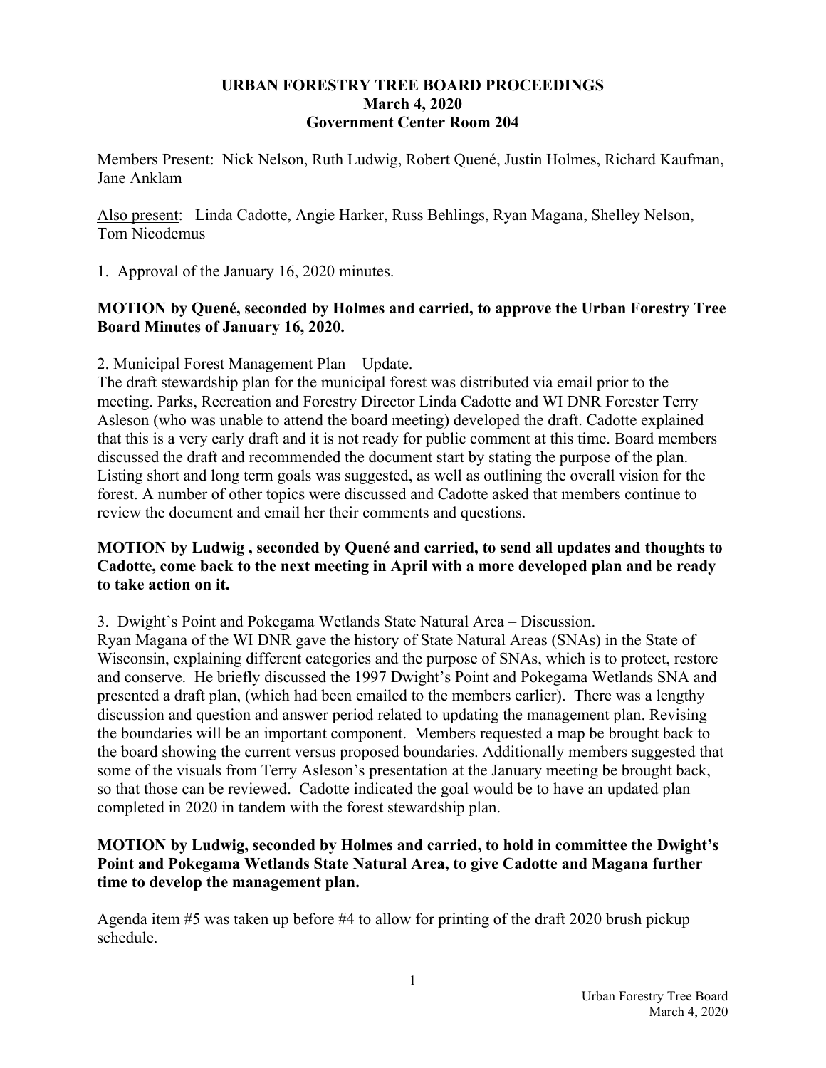**URBAN FORESTRY TREE BOARD PROCEEDINGS**
**March 4, 2020**
**Government Center Room 204**

Members Present: Nick Nelson, Ruth Ludwig, Robert Quené, Justin Holmes, Richard Kaufman, Jane Anklam

Also present: Linda Cadotte, Angie Harker, Russ Behlings, Ryan Magana, Shelley Nelson, Tom Nicodemus

1. Approval of the January 16, 2020 minutes.

**MOTION by Quené, seconded by Holmes and carried, to approve the Urban Forestry Tree Board Minutes of January 16, 2020.**

2. Municipal Forest Management Plan – Update.
The draft stewardship plan for the municipal forest was distributed via email prior to the meeting. Parks, Recreation and Forestry Director Linda Cadotte and WI DNR Forester Terry Asleson (who was unable to attend the board meeting) developed the draft. Cadotte explained that this is a very early draft and it is not ready for public comment at this time. Board members discussed the draft and recommended the document start by stating the purpose of the plan. Listing short and long term goals was suggested, as well as outlining the overall vision for the forest. A number of other topics were discussed and Cadotte asked that members continue to review the document and email her their comments and questions.

**MOTION by Ludwig , seconded by Quené and carried, to send all updates and thoughts to Cadotte, come back to the next meeting in April with a more developed plan and be ready to take action on it.**

3. Dwight's Point and Pokegama Wetlands State Natural Area – Discussion.
Ryan Magana of the WI DNR gave the history of State Natural Areas (SNAs) in the State of Wisconsin, explaining different categories and the purpose of SNAs, which is to protect, restore and conserve. He briefly discussed the 1997 Dwight's Point and Pokegama Wetlands SNA and presented a draft plan, (which had been emailed to the members earlier). There was a lengthy discussion and question and answer period related to updating the management plan. Revising the boundaries will be an important component. Members requested a map be brought back to the board showing the current versus proposed boundaries. Additionally members suggested that some of the visuals from Terry Asleson's presentation at the January meeting be brought back, so that those can be reviewed. Cadotte indicated the goal would be to have an updated plan completed in 2020 in tandem with the forest stewardship plan.

**MOTION by Ludwig, seconded by Holmes and carried, to hold in committee the Dwight's Point and Pokegama Wetlands State Natural Area, to give Cadotte and Magana further time to develop the management plan.**

Agenda item #5 was taken up before #4 to allow for printing of the draft 2020 brush pickup schedule.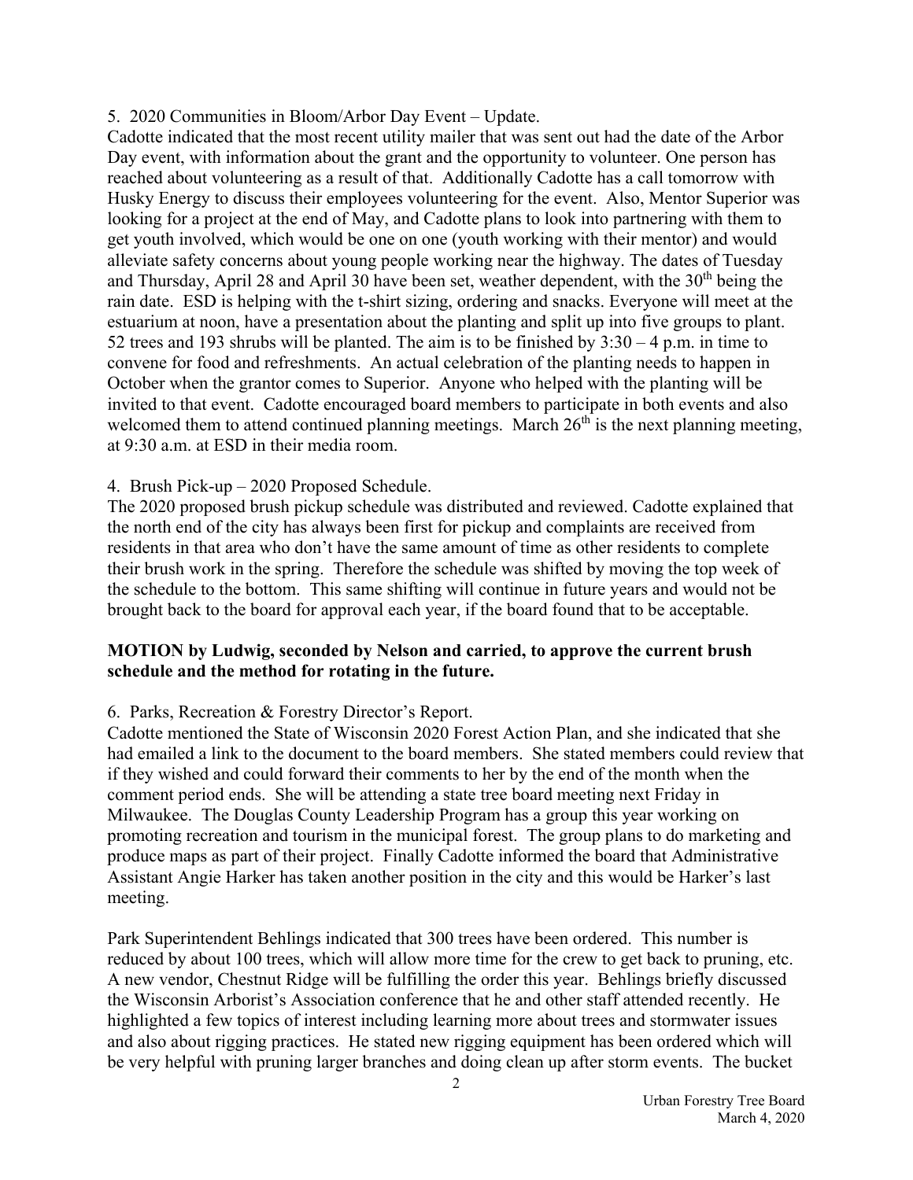5. 2020 Communities in Bloom/Arbor Day Event – Update.

Cadotte indicated that the most recent utility mailer that was sent out had the date of the Arbor Day event, with information about the grant and the opportunity to volunteer. One person has reached about volunteering as a result of that. Additionally Cadotte has a call tomorrow with Husky Energy to discuss their employees volunteering for the event. Also, Mentor Superior was looking for a project at the end of May, and Cadotte plans to look into partnering with them to get youth involved, which would be one on one (youth working with their mentor) and would alleviate safety concerns about young people working near the highway. The dates of Tuesday and Thursday, April 28 and April 30 have been set, weather dependent, with the 30th being the rain date. ESD is helping with the t-shirt sizing, ordering and snacks. Everyone will meet at the estuarium at noon, have a presentation about the planting and split up into five groups to plant. 52 trees and 193 shrubs will be planted. The aim is to be finished by 3:30 – 4 p.m. in time to convene for food and refreshments. An actual celebration of the planting needs to happen in October when the grantor comes to Superior. Anyone who helped with the planting will be invited to that event. Cadotte encouraged board members to participate in both events and also welcomed them to attend continued planning meetings. March 26th is the next planning meeting, at 9:30 a.m. at ESD in their media room.

4. Brush Pick-up – 2020 Proposed Schedule.

The 2020 proposed brush pickup schedule was distributed and reviewed. Cadotte explained that the north end of the city has always been first for pickup and complaints are received from residents in that area who don't have the same amount of time as other residents to complete their brush work in the spring. Therefore the schedule was shifted by moving the top week of the schedule to the bottom. This same shifting will continue in future years and would not be brought back to the board for approval each year, if the board found that to be acceptable.

**MOTION by Ludwig, seconded by Nelson and carried, to approve the current brush schedule and the method for rotating in the future.**

6. Parks, Recreation & Forestry Director's Report.

Cadotte mentioned the State of Wisconsin 2020 Forest Action Plan, and she indicated that she had emailed a link to the document to the board members. She stated members could review that if they wished and could forward their comments to her by the end of the month when the comment period ends. She will be attending a state tree board meeting next Friday in Milwaukee. The Douglas County Leadership Program has a group this year working on promoting recreation and tourism in the municipal forest. The group plans to do marketing and produce maps as part of their project. Finally Cadotte informed the board that Administrative Assistant Angie Harker has taken another position in the city and this would be Harker's last meeting.

Park Superintendent Behlings indicated that 300 trees have been ordered. This number is reduced by about 100 trees, which will allow more time for the crew to get back to pruning, etc. A new vendor, Chestnut Ridge will be fulfilling the order this year. Behlings briefly discussed the Wisconsin Arborist's Association conference that he and other staff attended recently. He highlighted a few topics of interest including learning more about trees and stormwater issues and also about rigging practices. He stated new rigging equipment has been ordered which will be very helpful with pruning larger branches and doing clean up after storm events. The bucket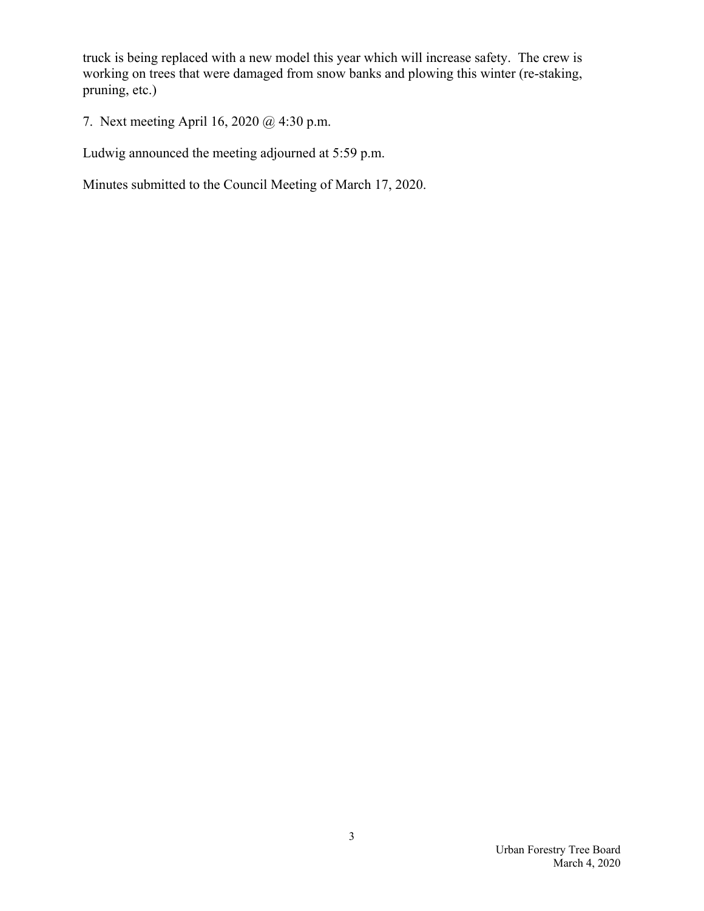truck is being replaced with a new model this year which will increase safety. The crew is working on trees that were damaged from snow banks and plowing this winter (re-staking, pruning, etc.)

7. Next meeting April 16, 2020 @ 4:30 p.m.

Ludwig announced the meeting adjourned at 5:59 p.m.

Minutes submitted to the Council Meeting of March 17, 2020.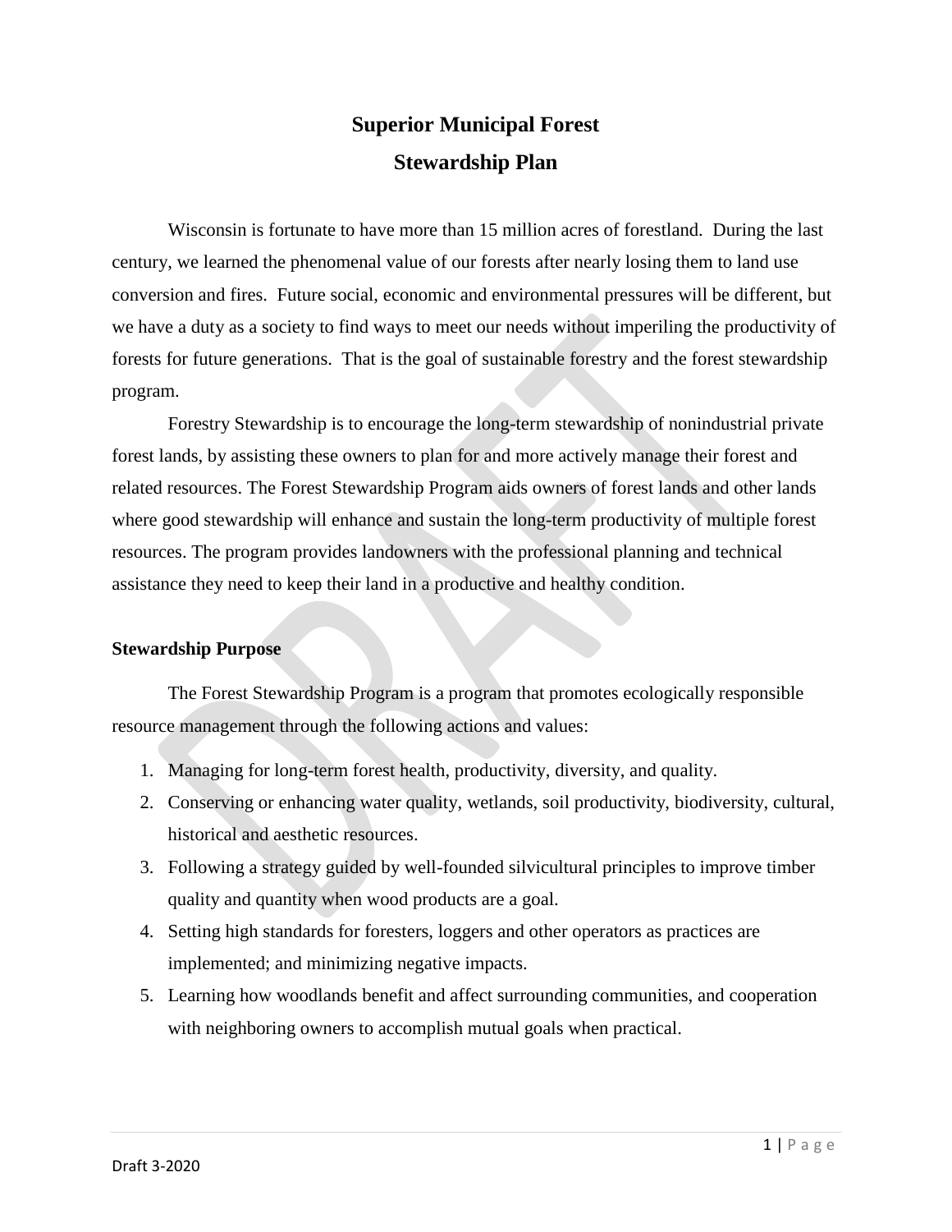# Superior Municipal Forest
# Stewardship Plan

Wisconsin is fortunate to have more than 15 million acres of forestland. During the last century, we learned the phenomenal value of our forests after nearly losing them to land use conversion and fires. Future social, economic and environmental pressures will be different, but we have a duty as a society to find ways to meet our needs without imperiling the productivity of forests for future generations. That is the goal of sustainable forestry and the forest stewardship program.

Forestry Stewardship is to encourage the long-term stewardship of nonindustrial private forest lands, by assisting these owners to plan for and more actively manage their forest and related resources. The Forest Stewardship Program aids owners of forest lands and other lands where good stewardship will enhance and sustain the long-term productivity of multiple forest resources. The program provides landowners with the professional planning and technical assistance they need to keep their land in a productive and healthy condition.

**Stewardship Purpose**

The Forest Stewardship Program is a program that promotes ecologically responsible resource management through the following actions and values:

1. Managing for long-term forest health, productivity, diversity, and quality.
2. Conserving or enhancing water quality, wetlands, soil productivity, biodiversity, cultural, historical and aesthetic resources.
3. Following a strategy guided by well-founded silvicultural principles to improve timber quality and quantity when wood products are a goal.
4. Setting high standards for foresters, loggers and other operators as practices are implemented; and minimizing negative impacts.
5. Learning how woodlands benefit and affect surrounding communities, and cooperation with neighboring owners to accomplish mutual goals when practical.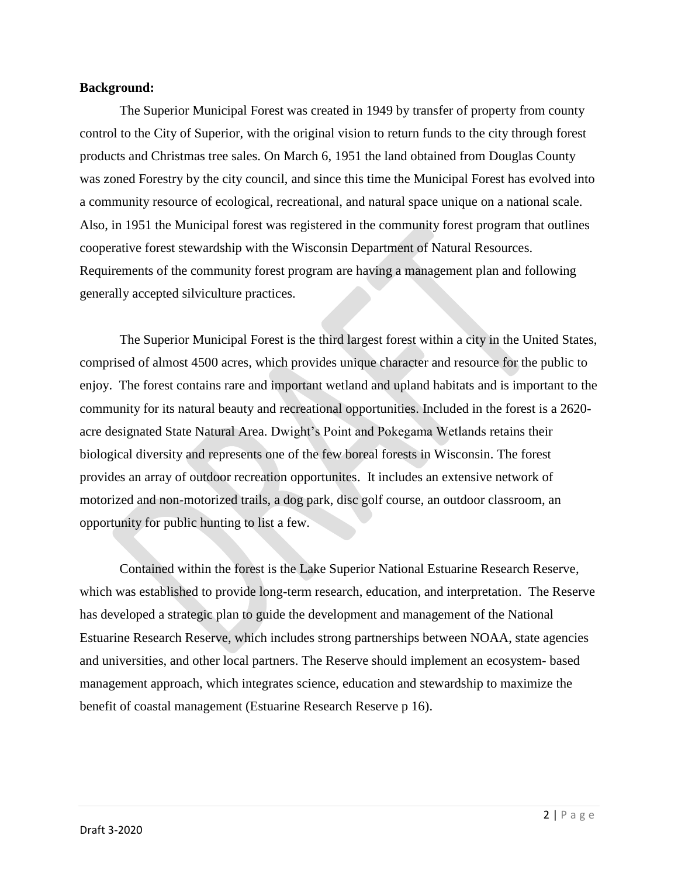**Background:**

The Superior Municipal Forest was created in 1949 by transfer of property from county control to the City of Superior, with the original vision to return funds to the city through forest products and Christmas tree sales. On March 6, 1951 the land obtained from Douglas County was zoned Forestry by the city council, and since this time the Municipal Forest has evolved into a community resource of ecological, recreational, and natural space unique on a national scale. Also, in 1951 the Municipal forest was registered in the community forest program that outlines cooperative forest stewardship with the Wisconsin Department of Natural Resources. Requirements of the community forest program are having a management plan and following generally accepted silviculture practices.

The Superior Municipal Forest is the third largest forest within a city in the United States, comprised of almost 4500 acres, which provides unique character and resource for the public to enjoy. The forest contains rare and important wetland and upland habitats and is important to the community for its natural beauty and recreational opportunities. Included in the forest is a 2620-acre designated State Natural Area. Dwight's Point and Pokegama Wetlands retains their biological diversity and represents one of the few boreal forests in Wisconsin. The forest provides an array of outdoor recreation opportunites. It includes an extensive network of motorized and non-motorized trails, a dog park, disc golf course, an outdoor classroom, an opportunity for public hunting to list a few.

Contained within the forest is the Lake Superior National Estuarine Research Reserve, which was established to provide long-term research, education, and interpretation. The Reserve has developed a strategic plan to guide the development and management of the National Estuarine Research Reserve, which includes strong partnerships between NOAA, state agencies and universities, and other local partners. The Reserve should implement an ecosystem- based management approach, which integrates science, education and stewardship to maximize the benefit of coastal management (Estuarine Research Reserve p 16).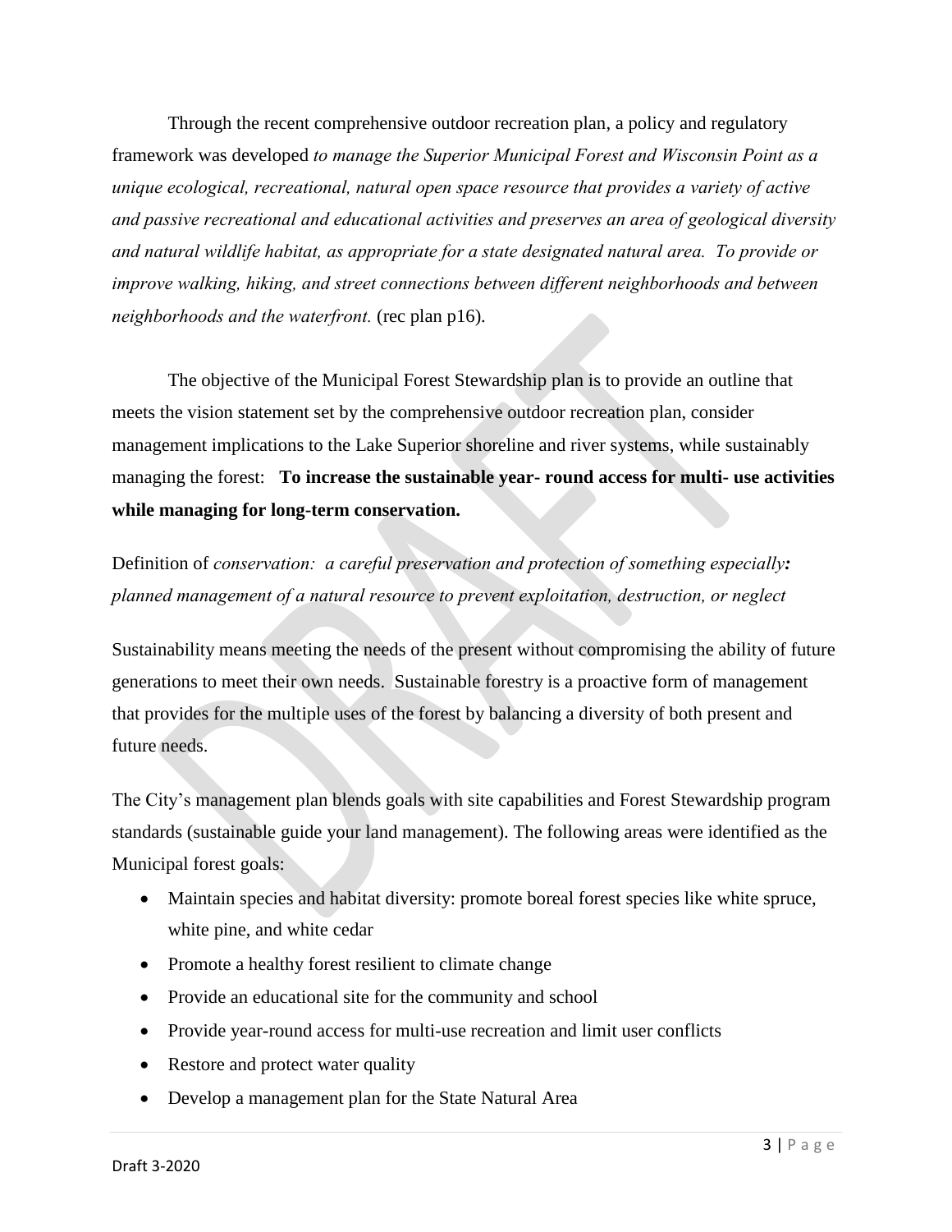Through the recent comprehensive outdoor recreation plan, a policy and regulatory framework was developed *to manage the Superior Municipal Forest and Wisconsin Point as a unique ecological, recreational, natural open space resource that provides a variety of active and passive recreational and educational activities and preserves an area of geological diversity and natural wildlife habitat, as appropriate for a state designated natural area. To provide or improve walking, hiking, and street connections between different neighborhoods and between neighborhoods and the waterfront.* (rec plan p16).

The objective of the Municipal Forest Stewardship plan is to provide an outline that meets the vision statement set by the comprehensive outdoor recreation plan, consider management implications to the Lake Superior shoreline and river systems, while sustainably managing the forest: **To increase the sustainable year- round access for multi- use activities while managing for long-term conservation.**

Definition of *conservation: a careful preservation and protection of something especially**:** planned management of a natural resource to prevent exploitation, destruction, or neglect*

Sustainability means meeting the needs of the present without compromising the ability of future generations to meet their own needs. Sustainable forestry is a proactive form of management that provides for the multiple uses of the forest by balancing a diversity of both present and future needs.

The City's management plan blends goals with site capabilities and Forest Stewardship program standards (sustainable guide your land management). The following areas were identified as the Municipal forest goals:

- Maintain species and habitat diversity: promote boreal forest species like white spruce, white pine, and white cedar
- Promote a healthy forest resilient to climate change
- Provide an educational site for the community and school
- Provide year-round access for multi-use recreation and limit user conflicts
- Restore and protect water quality
- Develop a management plan for the State Natural Area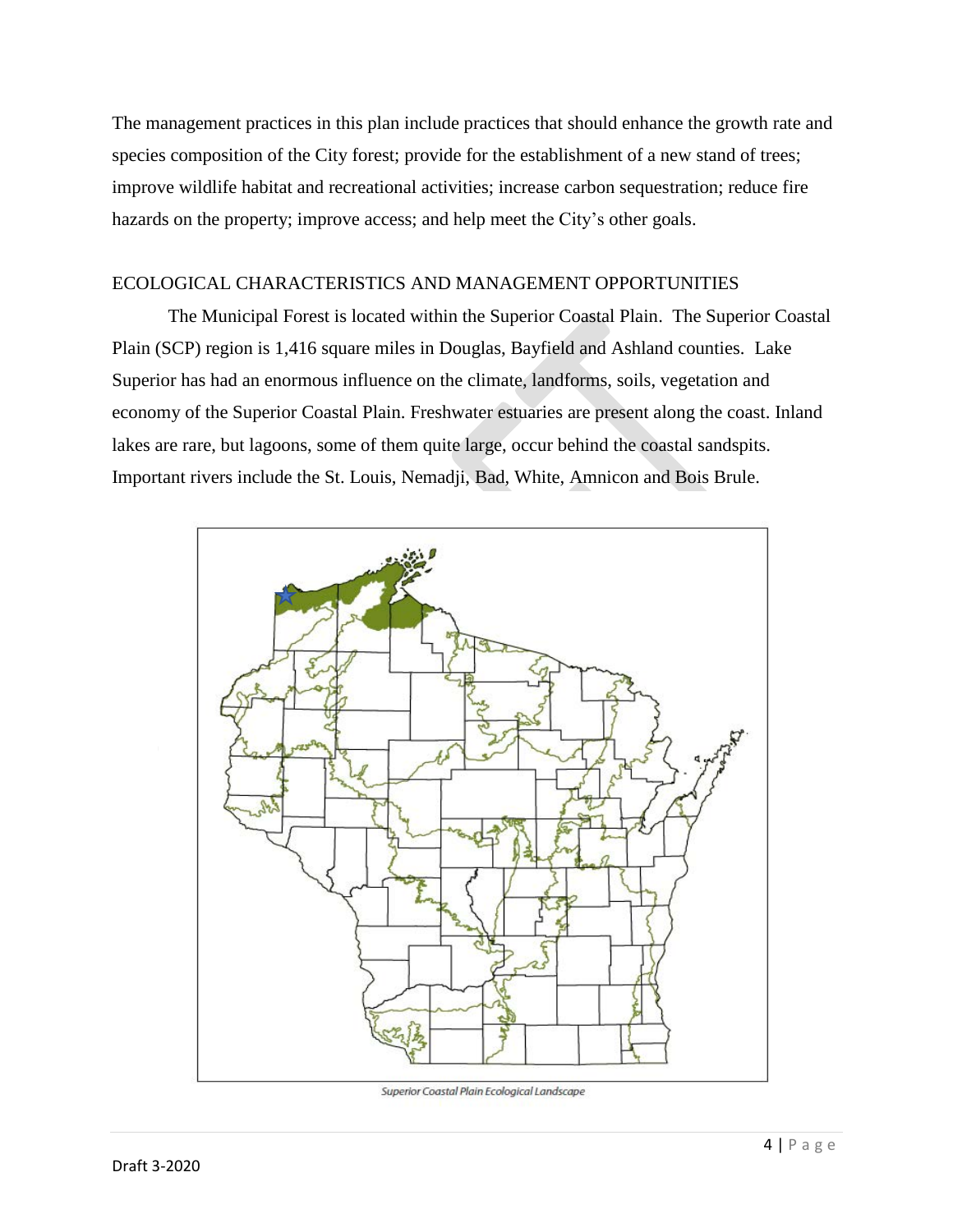The management practices in this plan include practices that should enhance the growth rate and species composition of the City forest; provide for the establishment of a new stand of trees; improve wildlife habitat and recreational activities; increase carbon sequestration; reduce fire hazards on the property; improve access; and help meet the City's other goals.

## ECOLOGICAL CHARACTERISTICS AND MANAGEMENT OPPORTUNITIES

The Municipal Forest is located within the Superior Coastal Plain. The Superior Coastal Plain (SCP) region is 1,416 square miles in Douglas, Bayfield and Ashland counties. Lake Superior has had an enormous influence on the climate, landforms, soils, vegetation and economy of the Superior Coastal Plain. Freshwater estuaries are present along the coast. Inland lakes are rare, but lagoons, some of them quite large, occur behind the coastal sandspits. Important rivers include the St. Louis, Nemadji, Bad, White, Amnicon and Bois Brule.

*Superior Coastal Plain Ecological Landscape*

Draft 3-2020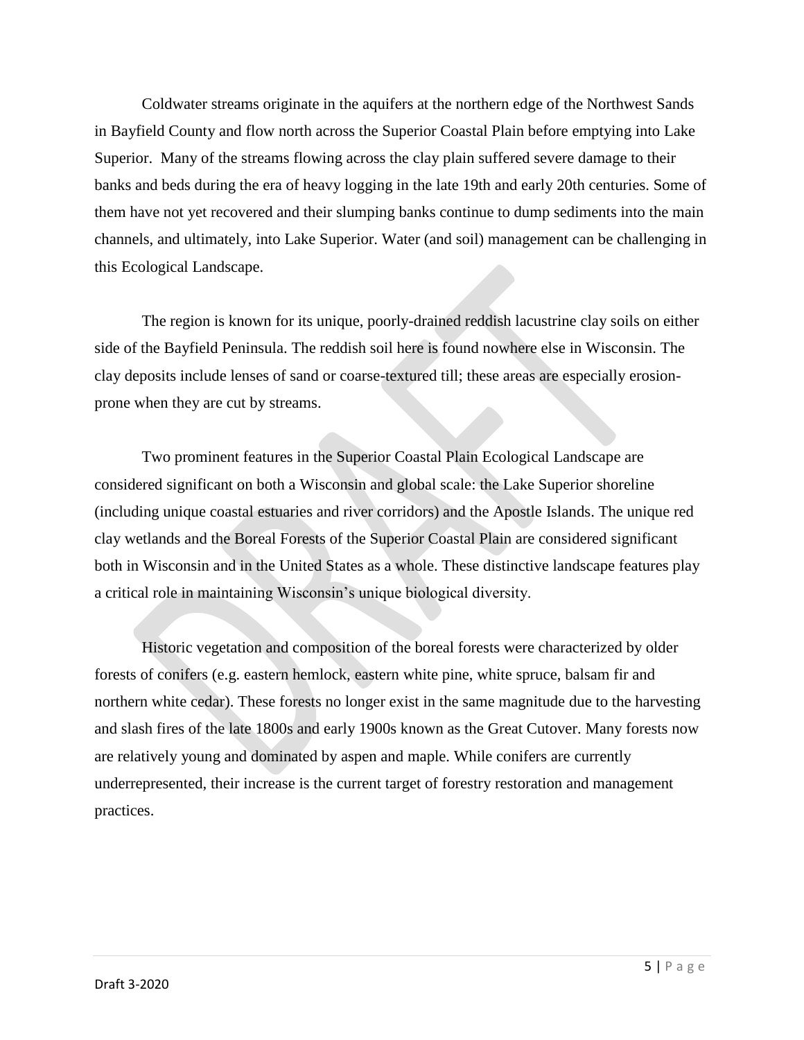Coldwater streams originate in the aquifers at the northern edge of the Northwest Sands in Bayfield County and flow north across the Superior Coastal Plain before emptying into Lake Superior. Many of the streams flowing across the clay plain suffered severe damage to their banks and beds during the era of heavy logging in the late 19th and early 20th centuries. Some of them have not yet recovered and their slumping banks continue to dump sediments into the main channels, and ultimately, into Lake Superior. Water (and soil) management can be challenging in this Ecological Landscape.

The region is known for its unique, poorly-drained reddish lacustrine clay soils on either side of the Bayfield Peninsula. The reddish soil here is found nowhere else in Wisconsin. The clay deposits include lenses of sand or coarse-textured till; these areas are especially erosion-prone when they are cut by streams.

Two prominent features in the Superior Coastal Plain Ecological Landscape are considered significant on both a Wisconsin and global scale: the Lake Superior shoreline (including unique coastal estuaries and river corridors) and the Apostle Islands. The unique red clay wetlands and the Boreal Forests of the Superior Coastal Plain are considered significant both in Wisconsin and in the United States as a whole. These distinctive landscape features play a critical role in maintaining Wisconsin's unique biological diversity.

Historic vegetation and composition of the boreal forests were characterized by older forests of conifers (e.g. eastern hemlock, eastern white pine, white spruce, balsam fir and northern white cedar). These forests no longer exist in the same magnitude due to the harvesting and slash fires of the late 1800s and early 1900s known as the Great Cutover. Many forests now are relatively young and dominated by aspen and maple. While conifers are currently underrepresented, their increase is the current target of forestry restoration and management practices.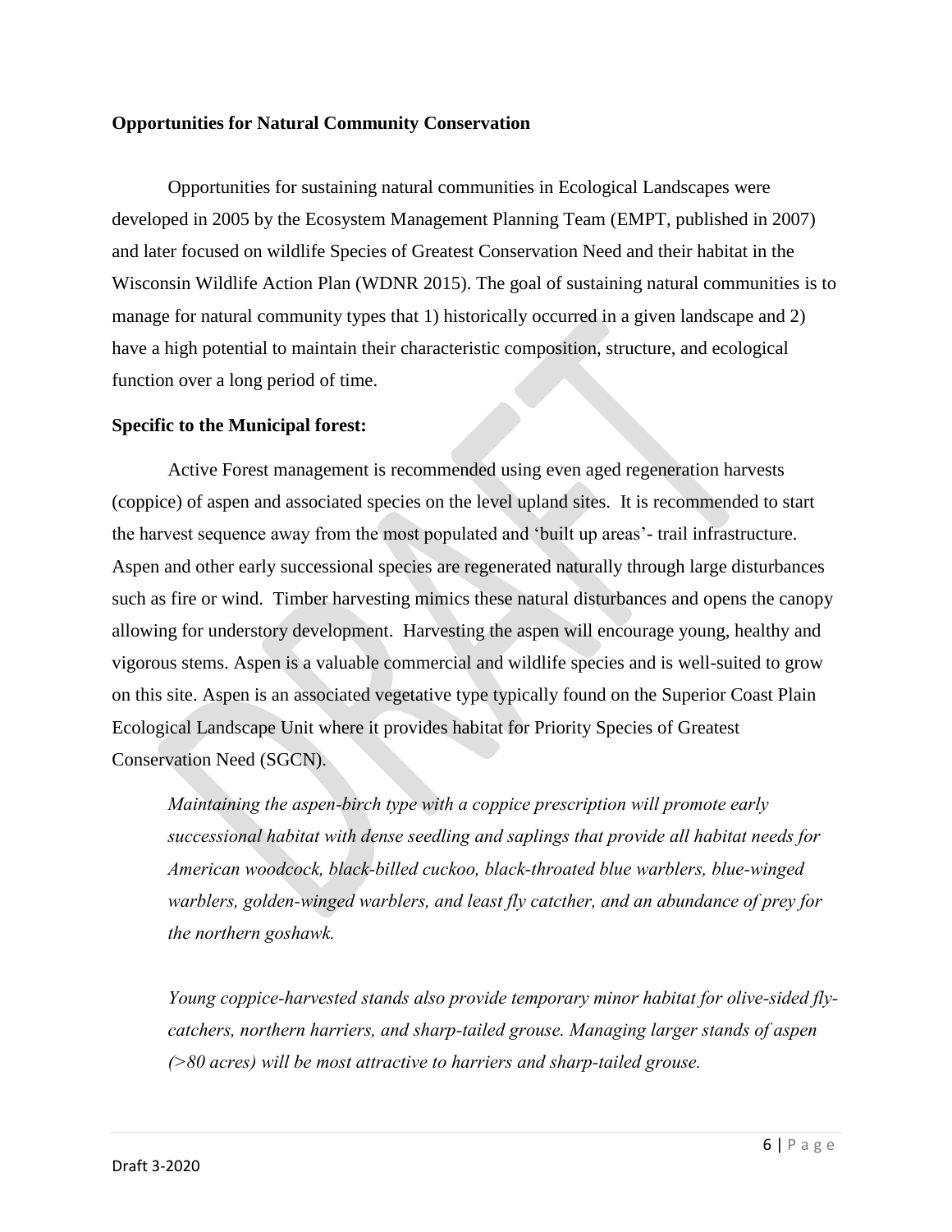**Opportunities for Natural Community Conservation**

Opportunities for sustaining natural communities in Ecological Landscapes were developed in 2005 by the Ecosystem Management Planning Team (EMPT, published in 2007) and later focused on wildlife Species of Greatest Conservation Need and their habitat in the Wisconsin Wildlife Action Plan (WDNR 2015). The goal of sustaining natural communities is to manage for natural community types that 1) historically occurred in a given landscape and 2) have a high potential to maintain their characteristic composition, structure, and ecological function over a long period of time.

**Specific to the Municipal forest:**

Active Forest management is recommended using even aged regeneration harvests (coppice) of aspen and associated species on the level upland sites. It is recommended to start the harvest sequence away from the most populated and 'built up areas'- trail infrastructure. Aspen and other early successional species are regenerated naturally through large disturbances such as fire or wind. Timber harvesting mimics these natural disturbances and opens the canopy allowing for understory development. Harvesting the aspen will encourage young, healthy and vigorous stems. Aspen is a valuable commercial and wildlife species and is well-suited to grow on this site. Aspen is an associated vegetative type typically found on the Superior Coast Plain Ecological Landscape Unit where it provides habitat for Priority Species of Greatest Conservation Need (SGCN).

*Maintaining the aspen-birch type with a coppice prescription will promote early successional habitat with dense seedling and saplings that provide all habitat needs for American woodcock, black-billed cuckoo, black-throated blue warblers, blue-winged warblers, golden-winged warblers, and least fly catcther, and an abundance of prey for the northern goshawk.*

*Young coppice-harvested stands also provide temporary minor habitat for olive-sided fly-catchers, northern harriers, and sharp-tailed grouse. Managing larger stands of aspen (>80 acres) will be most attractive to harriers and sharp-tailed grouse.*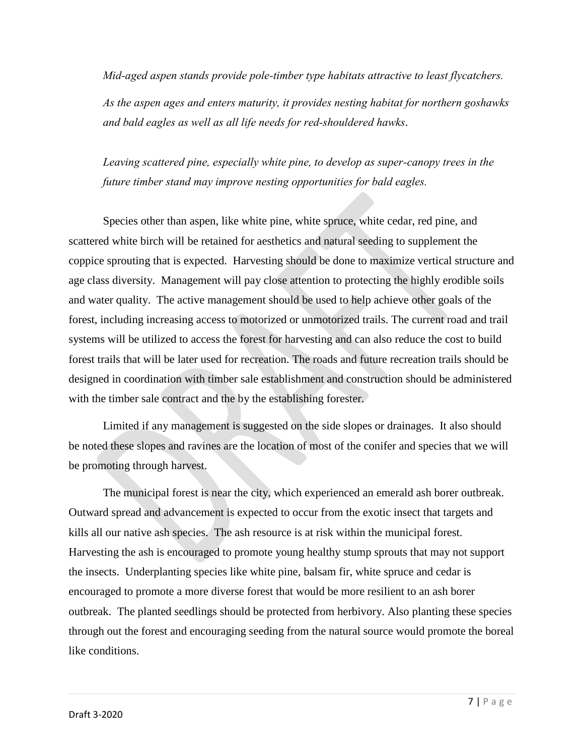*Mid-aged aspen stands provide pole-timber type habitats attractive to least flycatchers.*

*As the aspen ages and enters maturity, it provides nesting habitat for northern goshawks and bald eagles as well as all life needs for red-shouldered hawks.*

*Leaving scattered pine, especially white pine, to develop as super-canopy trees in the future timber stand may improve nesting opportunities for bald eagles.*

Species other than aspen, like white pine, white spruce, white cedar, red pine, and scattered white birch will be retained for aesthetics and natural seeding to supplement the coppice sprouting that is expected. Harvesting should be done to maximize vertical structure and age class diversity. Management will pay close attention to protecting the highly erodible soils and water quality. The active management should be used to help achieve other goals of the forest, including increasing access to motorized or unmotorized trails. The current road and trail systems will be utilized to access the forest for harvesting and can also reduce the cost to build forest trails that will be later used for recreation. The roads and future recreation trails should be designed in coordination with timber sale establishment and construction should be administered with the timber sale contract and the by the establishing forester.

Limited if any management is suggested on the side slopes or drainages. It also should be noted these slopes and ravines are the location of most of the conifer and species that we will be promoting through harvest.

The municipal forest is near the city, which experienced an emerald ash borer outbreak. Outward spread and advancement is expected to occur from the exotic insect that targets and kills all our native ash species. The ash resource is at risk within the municipal forest. Harvesting the ash is encouraged to promote young healthy stump sprouts that may not support the insects. Underplanting species like white pine, balsam fir, white spruce and cedar is encouraged to promote a more diverse forest that would be more resilient to an ash borer outbreak. The planted seedlings should be protected from herbivory. Also planting these species through out the forest and encouraging seeding from the natural source would promote the boreal like conditions.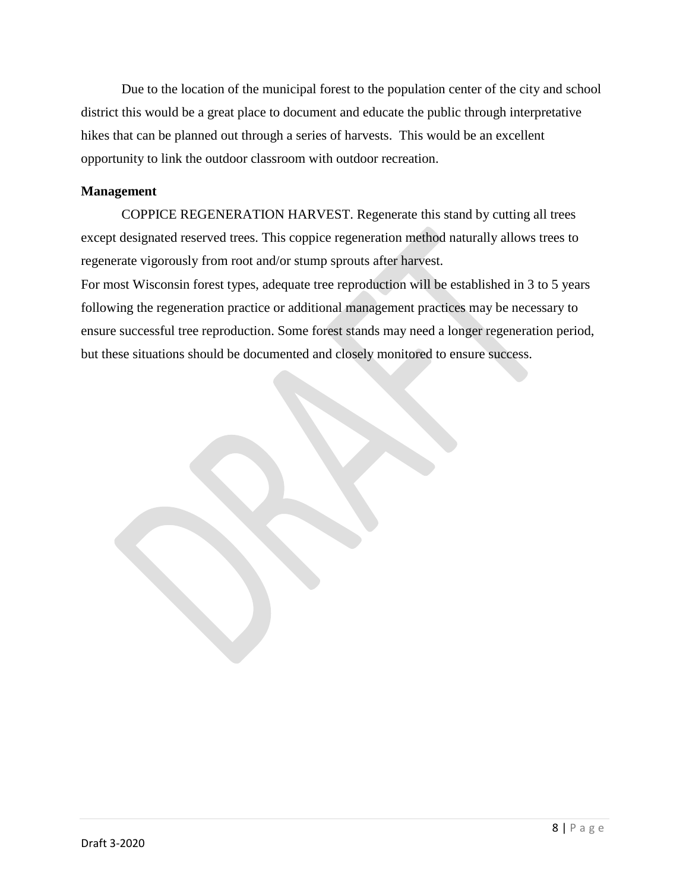Due to the location of the municipal forest to the population center of the city and school district this would be a great place to document and educate the public through interpretative hikes that can be planned out through a series of harvests. This would be an excellent opportunity to link the outdoor classroom with outdoor recreation.

**Management**

COPPICE REGENERATION HARVEST. Regenerate this stand by cutting all trees except designated reserved trees. This coppice regeneration method naturally allows trees to regenerate vigorously from root and/or stump sprouts after harvest.
For most Wisconsin forest types, adequate tree reproduction will be established in 3 to 5 years following the regeneration practice or additional management practices may be necessary to ensure successful tree reproduction. Some forest stands may need a longer regeneration period, but these situations should be documented and closely monitored to ensure success.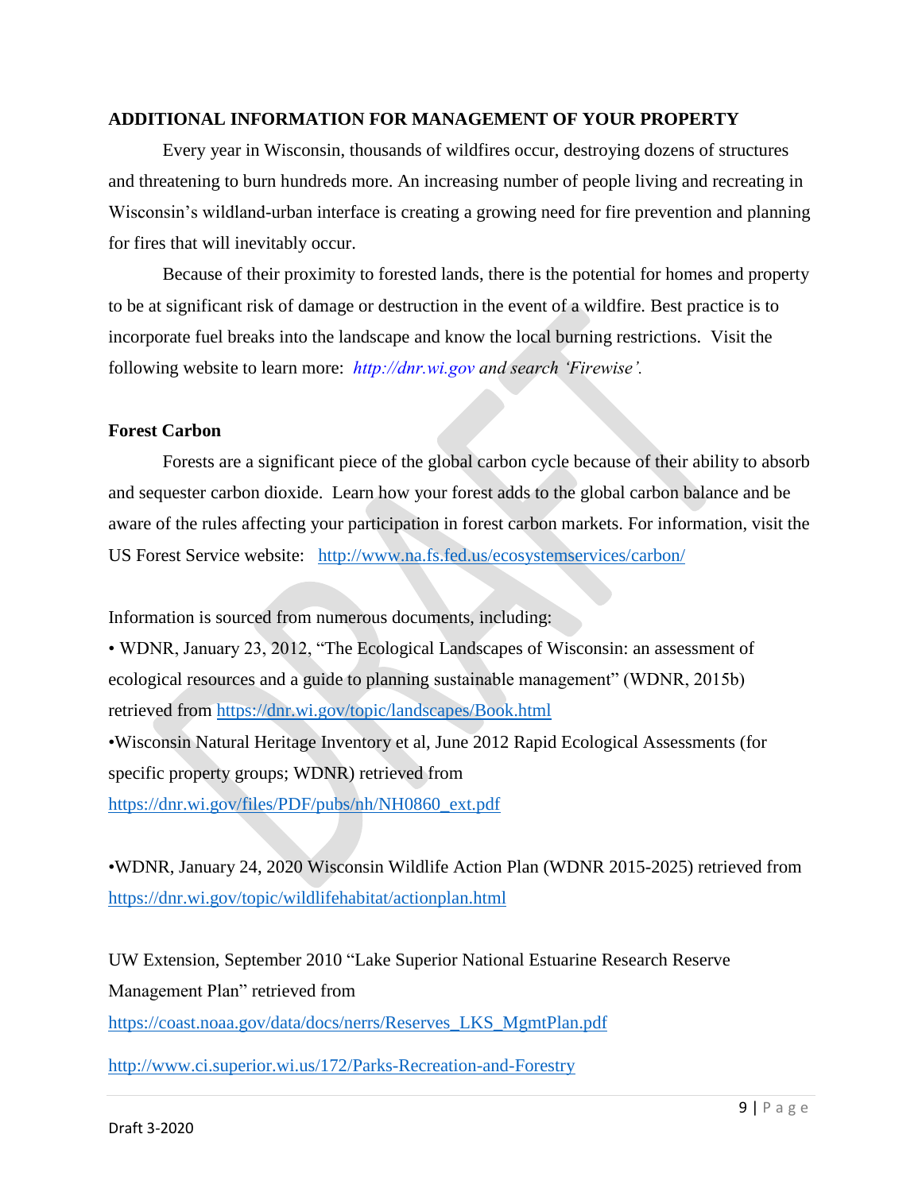## ADDITIONAL INFORMATION FOR MANAGEMENT OF YOUR PROPERTY

Every year in Wisconsin, thousands of wildfires occur, destroying dozens of structures and threatening to burn hundreds more. An increasing number of people living and recreating in Wisconsin's wildland-urban interface is creating a growing need for fire prevention and planning for fires that will inevitably occur.

Because of their proximity to forested lands, there is the potential for homes and property to be at significant risk of damage or destruction in the event of a wildfire. Best practice is to incorporate fuel breaks into the landscape and know the local burning restrictions. Visit the following website to learn more: *http://dnr.wi.gov and search 'Firewise'.*

### Forest Carbon

Forests are a significant piece of the global carbon cycle because of their ability to absorb and sequester carbon dioxide. Learn how your forest adds to the global carbon balance and be aware of the rules affecting your participation in forest carbon markets. For information, visit the US Forest Service website: http://www.na.fs.fed.us/ecosystemservices/carbon/

Information is sourced from numerous documents, including:

• WDNR, January 23, 2012, "The Ecological Landscapes of Wisconsin: an assessment of ecological resources and a guide to planning sustainable management" (WDNR, 2015b) retrieved from https://dnr.wi.gov/topic/landscapes/Book.html

•Wisconsin Natural Heritage Inventory et al, June 2012 Rapid Ecological Assessments (for specific property groups; WDNR) retrieved from https://dnr.wi.gov/files/PDF/pubs/nh/NH0860_ext.pdf

•WDNR, January 24, 2020 Wisconsin Wildlife Action Plan (WDNR 2015-2025) retrieved from https://dnr.wi.gov/topic/wildlifehabitat/actionplan.html

UW Extension, September 2010 "Lake Superior National Estuarine Research Reserve Management Plan" retrieved from https://coast.noaa.gov/data/docs/nerrs/Reserves_LKS_MgmtPlan.pdf

http://www.ci.superior.wi.us/172/Parks-Recreation-and-Forestry

Draft 3-2020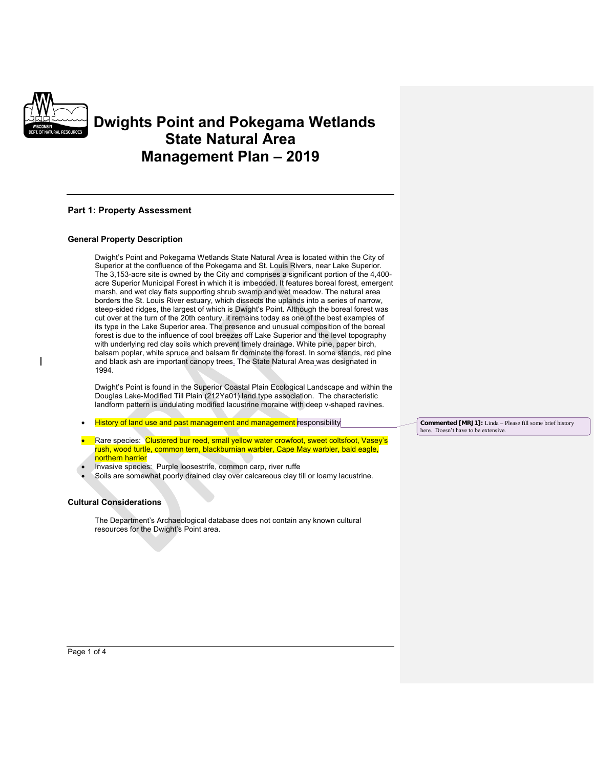# Dwights Point and Pokegama Wetlands State Natural Area Management Plan – 2019

## Part 1: Property Assessment

### General Property Description

Dwight's Point and Pokegama Wetlands State Natural Area is located within the City of Superior at the confluence of the Pokegama and St. Louis Rivers, near Lake Superior. The 3,153-acre site is owned by the City and comprises a significant portion of the 4,400-acre Superior Municipal Forest in which it is imbedded. It features boreal forest, emergent marsh, and wet clay flats supporting shrub swamp and wet meadow. The natural area borders the St. Louis River estuary, which dissects the uplands into a series of narrow, steep-sided ridges, the largest of which is Dwight's Point. Although the boreal forest was cut over at the turn of the 20th century, it remains today as one of the best examples of its type in the Lake Superior area. The presence and unusual composition of the boreal forest is due to the influence of cool breezes off Lake Superior and the level topography with underlying red clay soils which prevent timely drainage. White pine, paper birch, balsam poplar, white spruce and balsam fir dominate the forest. In some stands, red pine and black ash are important canopy trees. The State Natural Area was designated in 1994.

Dwight's Point is found in the Superior Coastal Plain Ecological Landscape and within the Douglas Lake-Modified Till Plain (212Ya01) land type association. The characteristic landform pattern is undulating modified lacustrine moraine with deep v-shaped ravines.

- History of land use and past management and management responsibility
- Rare species: Clustered bur reed, small yellow water crowfoot, sweet coltsfoot, Vasey's rush, wood turtle, common tern, blackburnian warbler, Cape May warbler, bald eagle, northern harrier
- Invasive species: Purple loosestrife, common carp, river ruffe
- Soils are somewhat poorly drained clay over calcareous clay till or loamy lacustrine.

Commented [MRJ1]: Linda – Please fill some brief history here. Doesn't have to be extensive.

### Cultural Considerations

The Department's Archaeological database does not contain any known cultural resources for the Dwight's Point area.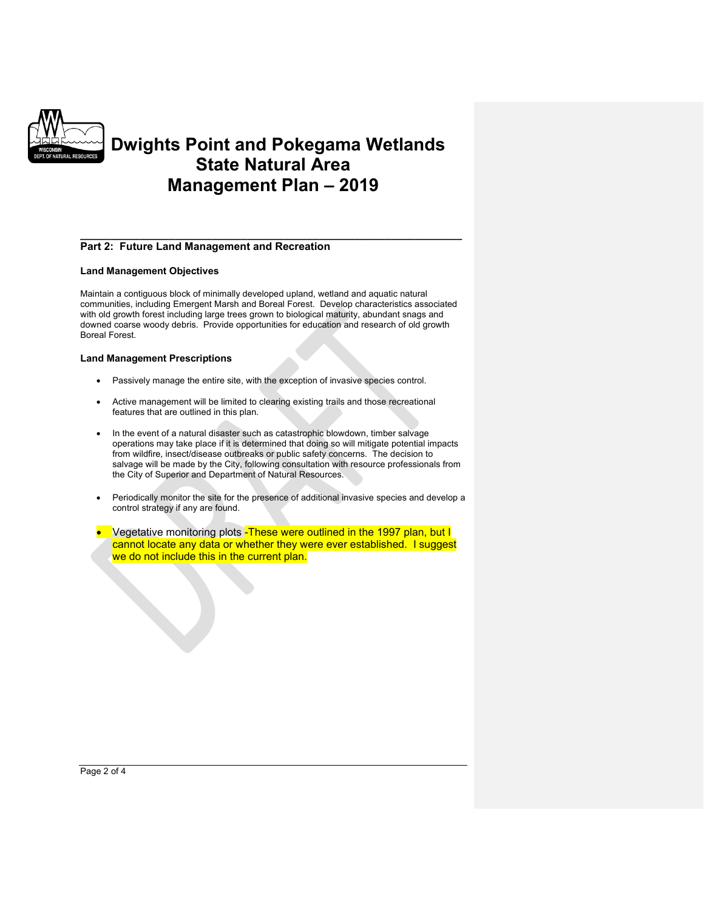# Dwights Point and Pokegama Wetlands State Natural Area Management Plan – 2019

## Part 2: Future Land Management and Recreation

### Land Management Objectives

Maintain a contiguous block of minimally developed upland, wetland and aquatic natural communities, including Emergent Marsh and Boreal Forest. Develop characteristics associated with old growth forest including large trees grown to biological maturity, abundant snags and downed coarse woody debris. Provide opportunities for education and research of old growth Boreal Forest.

### Land Management Prescriptions

- Passively manage the entire site, with the exception of invasive species control.
- Active management will be limited to clearing existing trails and those recreational features that are outlined in this plan.
- In the event of a natural disaster such as catastrophic blowdown, timber salvage operations may take place if it is determined that doing so will mitigate potential impacts from wildfire, insect/disease outbreaks or public safety concerns. The decision to salvage will be made by the City, following consultation with resource professionals from the City of Superior and Department of Natural Resources.
- Periodically monitor the site for the presence of additional invasive species and develop a control strategy if any are found.
- Vegetative monitoring plots -These were outlined in the 1997 plan, but I cannot locate any data or whether they were ever established. I suggest we do not include this in the current plan.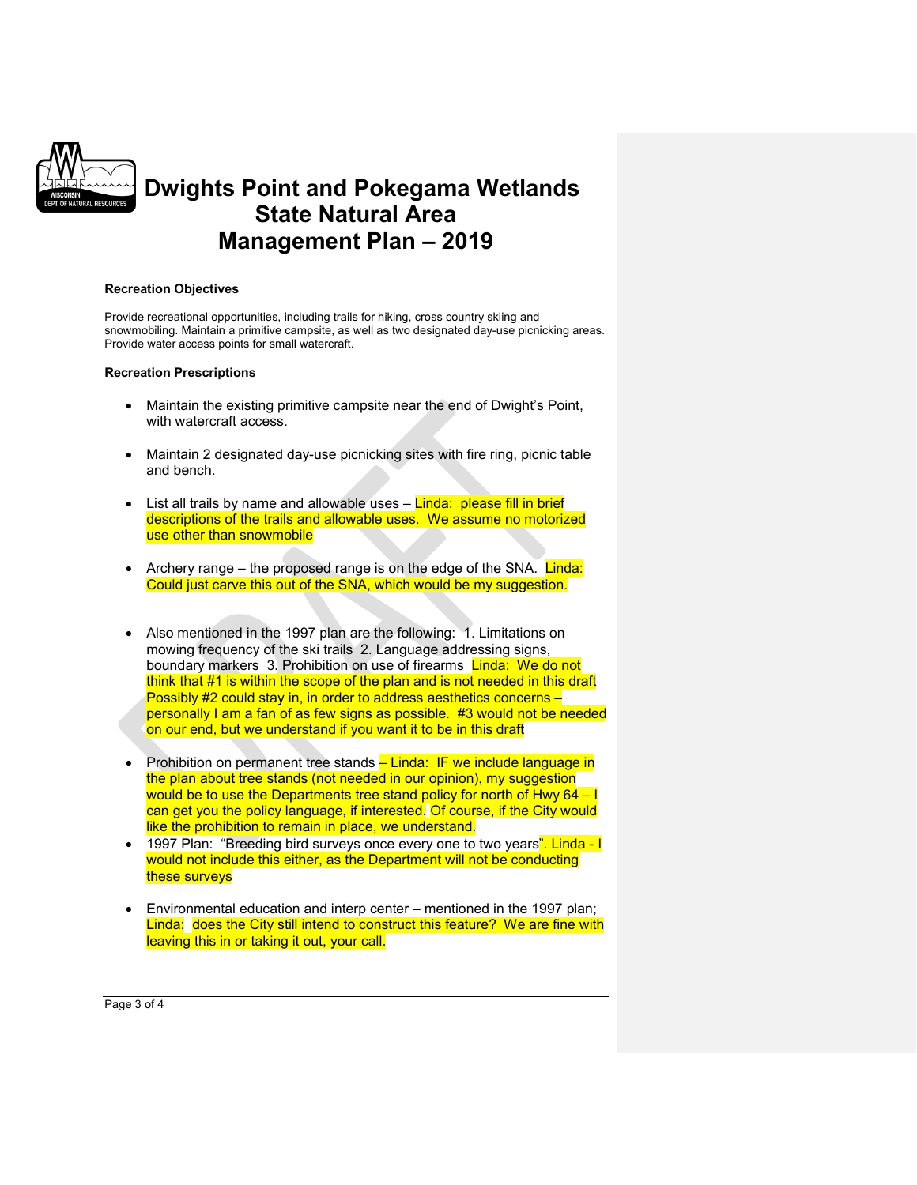# Dwights Point and Pokegama Wetlands State Natural Area Management Plan – 2019

**Recreation Objectives**

Provide recreational opportunities, including trails for hiking, cross country skiing and snowmobiling. Maintain a primitive campsite, as well as two designated day-use picnicking areas. Provide water access points for small watercraft.

**Recreation Prescriptions**

- Maintain the existing primitive campsite near the end of Dwight's Point, with watercraft access.
- Maintain 2 designated day-use picnicking sites with fire ring, picnic table and bench.
- List all trails by name and allowable uses – Linda: please fill in brief descriptions of the trails and allowable uses. We assume no motorized use other than snowmobile
- Archery range – the proposed range is on the edge of the SNA. Linda: Could just carve this out of the SNA, which would be my suggestion.
- Also mentioned in the 1997 plan are the following: 1. Limitations on mowing frequency of the ski trails 2. Language addressing signs, boundary markers 3. Prohibition on use of firearms Linda: We do not think that #1 is within the scope of the plan and is not needed in this draft Possibly #2 could stay in, in order to address aesthetics concerns – personally I am a fan of as few signs as possible. #3 would not be needed on our end, but we understand if you want it to be in this draft
- Prohibition on permanent tree stands – Linda: IF we include language in the plan about tree stands (not needed in our opinion), my suggestion would be to use the Departments tree stand policy for north of Hwy 64 – I can get you the policy language, if interested. Of course, if the City would like the prohibition to remain in place, we understand.
- 1997 Plan: "Breeding bird surveys once every one to two years". Linda - I would not include this either, as the Department will not be conducting these surveys
- Environmental education and interp center – mentioned in the 1997 plan; Linda: does the City still intend to construct this feature? We are fine with leaving this in or taking it out, your call.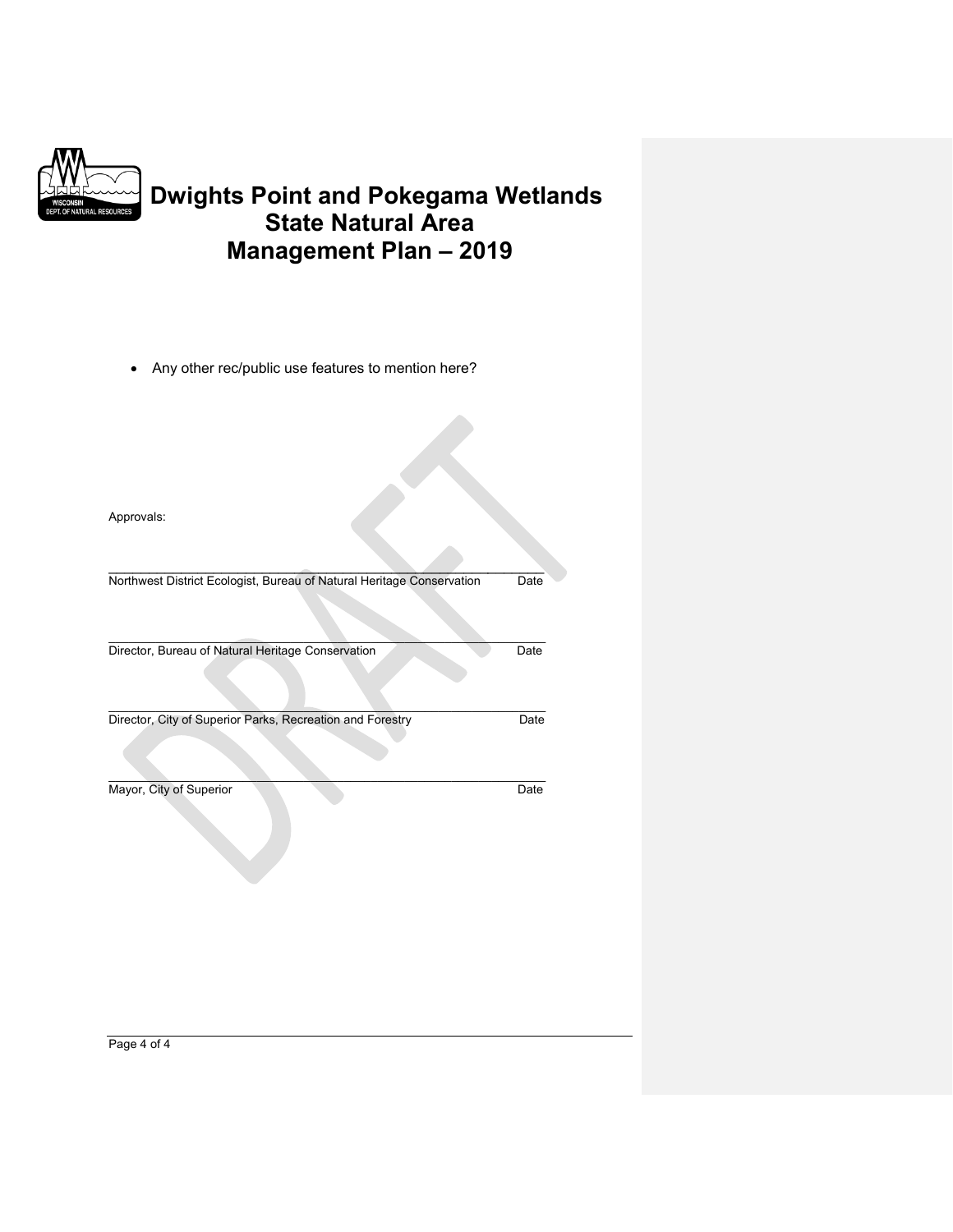# Dwights Point and Pokegama Wetlands State Natural Area Management Plan – 2019

- Any other rec/public use features to mention here?

Approvals:

\_\_\_\_\_\_\_\_\_\_\_\_\_\_\_\_\_\_\_\_\_\_\_\_\_\_\_\_\_\_\_\_\_\_\_\_\_\_\_\_\_\_\_\_\_\_\_\_\_\_\_\_\_\_\_\_\_\_\_\_\_\_\_\_\_\_
Northwest District Ecologist, Bureau of Natural Heritage Conservation Date

\_\_\_\_\_\_\_\_\_\_\_\_\_\_\_\_\_\_\_\_\_\_\_\_\_\_\_\_\_\_\_\_\_\_\_\_\_\_\_\_\_\_\_\_\_\_\_\_\_\_\_\_\_\_\_\_\_\_\_\_\_\_\_\_\_\_
Director, Bureau of Natural Heritage Conservation Date

\_\_\_\_\_\_\_\_\_\_\_\_\_\_\_\_\_\_\_\_\_\_\_\_\_\_\_\_\_\_\_\_\_\_\_\_\_\_\_\_\_\_\_\_\_\_\_\_\_\_\_\_\_\_\_\_\_\_\_\_\_\_\_\_\_\_
Director, City of Superior Parks, Recreation and Forestry Date

\_\_\_\_\_\_\_\_\_\_\_\_\_\_\_\_\_\_\_\_\_\_\_\_\_\_\_\_\_\_\_\_\_\_\_\_\_\_\_\_\_\_\_\_\_\_\_\_\_\_\_\_\_\_\_\_\_\_\_\_\_\_\_\_\_\_
Mayor, City of Superior Date